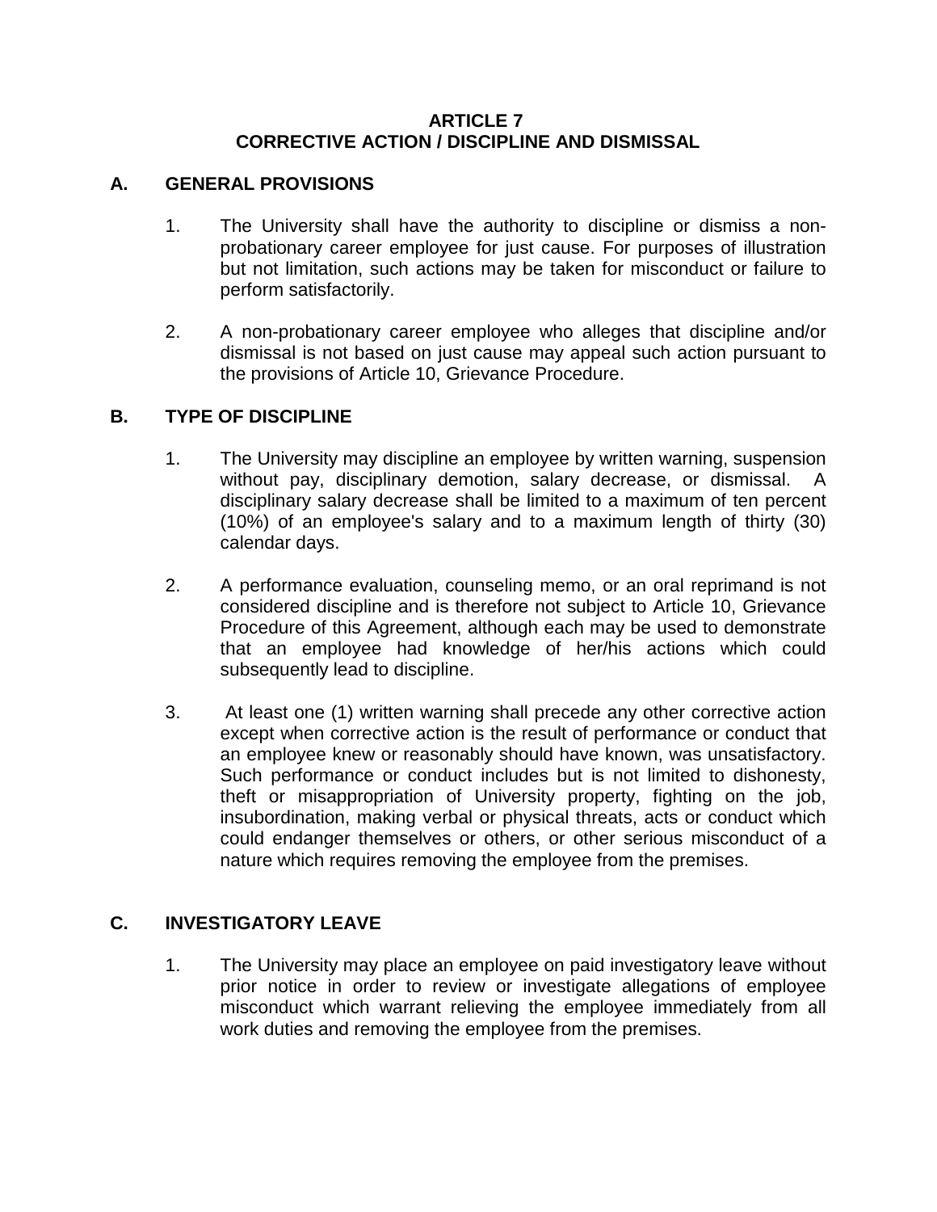# ARTICLE 7
# CORRECTIVE ACTION / DISCIPLINE AND DISMISSAL

## A. GENERAL PROVISIONS

1. The University shall have the authority to discipline or dismiss a non-probationary career employee for just cause. For purposes of illustration but not limitation, such actions may be taken for misconduct or failure to perform satisfactorily.

2. A non-probationary career employee who alleges that discipline and/or dismissal is not based on just cause may appeal such action pursuant to the provisions of Article 10, Grievance Procedure.

## B. TYPE OF DISCIPLINE

1. The University may discipline an employee by written warning, suspension without pay, disciplinary demotion, salary decrease, or dismissal. A disciplinary salary decrease shall be limited to a maximum of ten percent (10%) of an employee's salary and to a maximum length of thirty (30) calendar days.

2. A performance evaluation, counseling memo, or an oral reprimand is not considered discipline and is therefore not subject to Article 10, Grievance Procedure of this Agreement, although each may be used to demonstrate that an employee had knowledge of her/his actions which could subsequently lead to discipline.

3. At least one (1) written warning shall precede any other corrective action except when corrective action is the result of performance or conduct that an employee knew or reasonably should have known, was unsatisfactory. Such performance or conduct includes but is not limited to dishonesty, theft or misappropriation of University property, fighting on the job, insubordination, making verbal or physical threats, acts or conduct which could endanger themselves or others, or other serious misconduct of a nature which requires removing the employee from the premises.

## C. INVESTIGATORY LEAVE

1. The University may place an employee on paid investigatory leave without prior notice in order to review or investigate allegations of employee misconduct which warrant relieving the employee immediately from all work duties and removing the employee from the premises.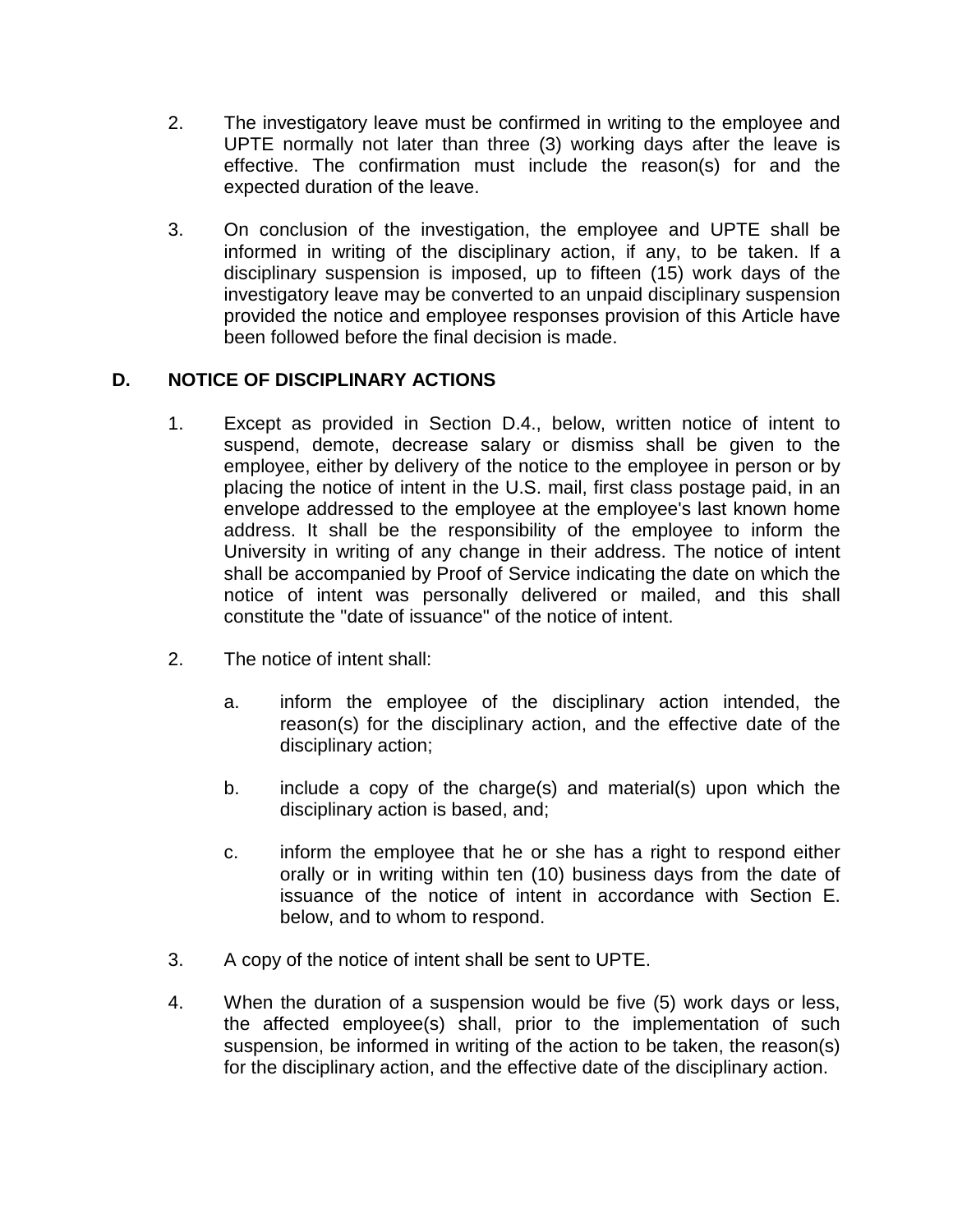2. The investigatory leave must be confirmed in writing to the employee and UPTE normally not later than three (3) working days after the leave is effective. The confirmation must include the reason(s) for and the expected duration of the leave.

3. On conclusion of the investigation, the employee and UPTE shall be informed in writing of the disciplinary action, if any, to be taken. If a disciplinary suspension is imposed, up to fifteen (15) work days of the investigatory leave may be converted to an unpaid disciplinary suspension provided the notice and employee responses provision of this Article have been followed before the final decision is made.

## D. NOTICE OF DISCIPLINARY ACTIONS

1. Except as provided in Section D.4., below, written notice of intent to suspend, demote, decrease salary or dismiss shall be given to the employee, either by delivery of the notice to the employee in person or by placing the notice of intent in the U.S. mail, first class postage paid, in an envelope addressed to the employee at the employee's last known home address. It shall be the responsibility of the employee to inform the University in writing of any change in their address. The notice of intent shall be accompanied by Proof of Service indicating the date on which the notice of intent was personally delivered or mailed, and this shall constitute the "date of issuance" of the notice of intent.

2. The notice of intent shall:

   a. inform the employee of the disciplinary action intended, the reason(s) for the disciplinary action, and the effective date of the disciplinary action;

   b. include a copy of the charge(s) and material(s) upon which the disciplinary action is based, and;

   c. inform the employee that he or she has a right to respond either orally or in writing within ten (10) business days from the date of issuance of the notice of intent in accordance with Section E. below, and to whom to respond.

3. A copy of the notice of intent shall be sent to UPTE.

4. When the duration of a suspension would be five (5) work days or less, the affected employee(s) shall, prior to the implementation of such suspension, be informed in writing of the action to be taken, the reason(s) for the disciplinary action, and the effective date of the disciplinary action.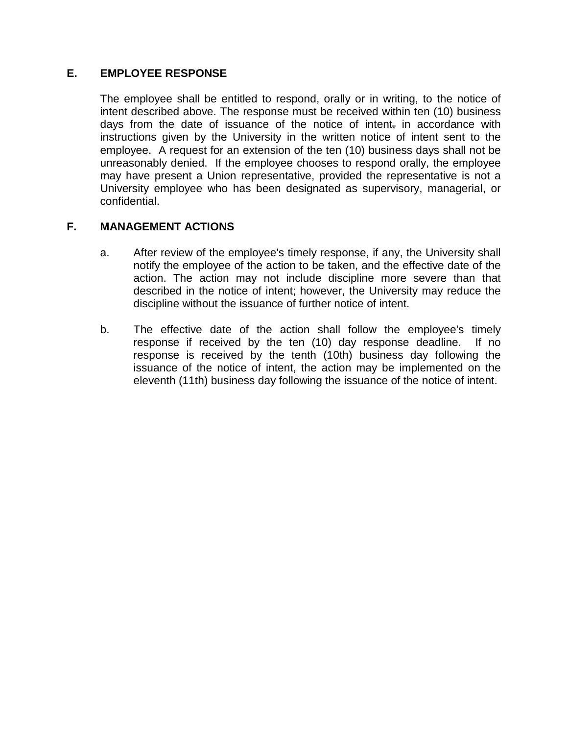## E. EMPLOYEE RESPONSE

The employee shall be entitled to respond, orally or in writing, to the notice of intent described above. The response must be received within ten (10) business days from the date of issuance of the notice of intent, in accordance with instructions given by the University in the written notice of intent sent to the employee. A request for an extension of the ten (10) business days shall not be unreasonably denied. If the employee chooses to respond orally, the employee may have present a Union representative, provided the representative is not a University employee who has been designated as supervisory, managerial, or confidential.

## F. MANAGEMENT ACTIONS

a. After review of the employee's timely response, if any, the University shall notify the employee of the action to be taken, and the effective date of the action. The action may not include discipline more severe than that described in the notice of intent; however, the University may reduce the discipline without the issuance of further notice of intent.

b. The effective date of the action shall follow the employee's timely response if received by the ten (10) day response deadline. If no response is received by the tenth (10th) business day following the issuance of the notice of intent, the action may be implemented on the eleventh (11th) business day following the issuance of the notice of intent.